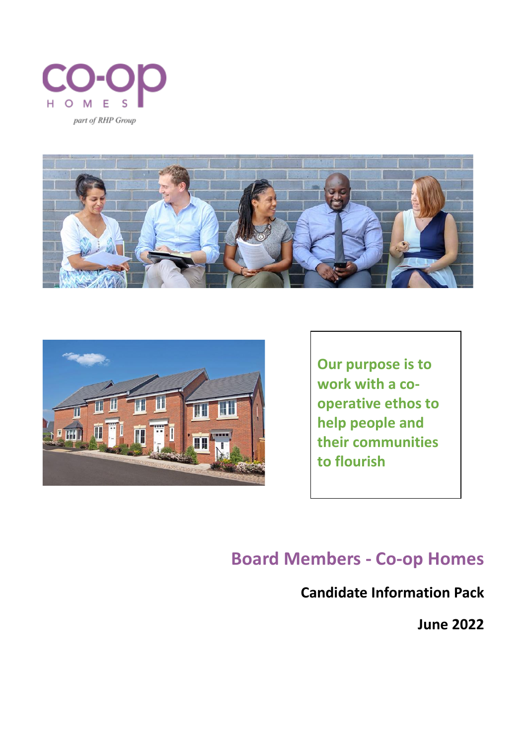co-op
HOMES
*part of RHP Group*

**Our purpose is to work with a co-operative ethos to help people and their communities to flourish**

# Board Members - Co-op Homes

**Candidate Information Pack**

**June 2022**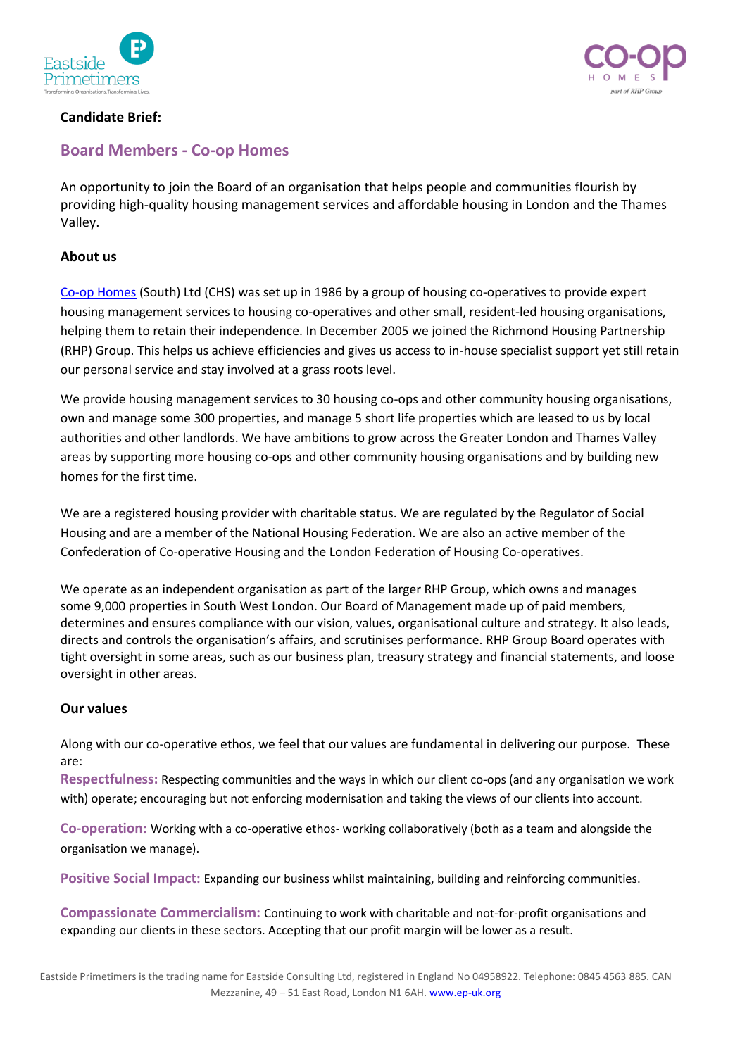**Candidate Brief:**

## Board Members - Co-op Homes

An opportunity to join the Board of an organisation that helps people and communities flourish by providing high-quality housing management services and affordable housing in London and the Thames Valley.

### About us

Co-op Homes (South) Ltd (CHS) was set up in 1986 by a group of housing co-operatives to provide expert housing management services to housing co-operatives and other small, resident-led housing organisations, helping them to retain their independence. In December 2005 we joined the Richmond Housing Partnership (RHP) Group. This helps us achieve efficiencies and gives us access to in-house specialist support yet still retain our personal service and stay involved at a grass roots level.

We provide housing management services to 30 housing co-ops and other community housing organisations, own and manage some 300 properties, and manage 5 short life properties which are leased to us by local authorities and other landlords. We have ambitions to grow across the Greater London and Thames Valley areas by supporting more housing co-ops and other community housing organisations and by building new homes for the first time.

We are a registered housing provider with charitable status. We are regulated by the Regulator of Social Housing and are a member of the National Housing Federation. We are also an active member of the Confederation of Co-operative Housing and the London Federation of Housing Co-operatives.

We operate as an independent organisation as part of the larger RHP Group, which owns and manages some 9,000 properties in South West London. Our Board of Management made up of paid members, determines and ensures compliance with our vision, values, organisational culture and strategy. It also leads, directs and controls the organisation's affairs, and scrutinises performance. RHP Group Board operates with tight oversight in some areas, such as our business plan, treasury strategy and financial statements, and loose oversight in other areas.

### Our values

Along with our co-operative ethos, we feel that our values are fundamental in delivering our purpose. These are:

**Respectfulness:** Respecting communities and the ways in which our client co-ops (and any organisation we work with) operate; encouraging but not enforcing modernisation and taking the views of our clients into account.

**Co-operation:** Working with a co-operative ethos- working collaboratively (both as a team and alongside the organisation we manage).

**Positive Social Impact:** Expanding our business whilst maintaining, building and reinforcing communities.

**Compassionate Commercialism:** Continuing to work with charitable and not-for-profit organisations and expanding our clients in these sectors. Accepting that our profit margin will be lower as a result.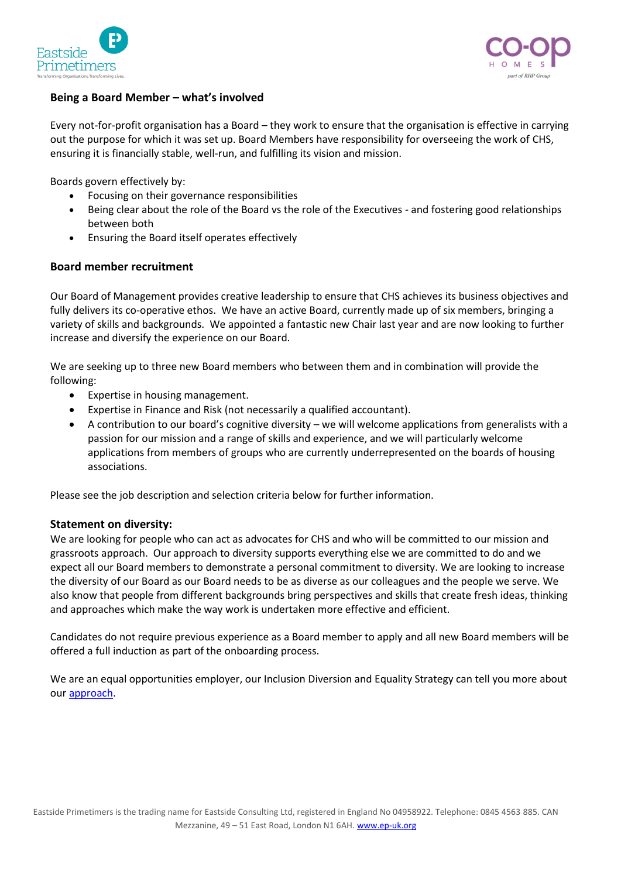## Being a Board Member – what's involved

Every not-for-profit organisation has a Board – they work to ensure that the organisation is effective in carrying out the purpose for which it was set up. Board Members have responsibility for overseeing the work of CHS, ensuring it is financially stable, well-run, and fulfilling its vision and mission.

Boards govern effectively by:

- Focusing on their governance responsibilities
- Being clear about the role of the Board vs the role of the Executives - and fostering good relationships between both
- Ensuring the Board itself operates effectively

## Board member recruitment

Our Board of Management provides creative leadership to ensure that CHS achieves its business objectives and fully delivers its co-operative ethos. We have an active Board, currently made up of six members, bringing a variety of skills and backgrounds. We appointed a fantastic new Chair last year and are now looking to further increase and diversify the experience on our Board.

We are seeking up to three new Board members who between them and in combination will provide the following:

- Expertise in housing management.
- Expertise in Finance and Risk (not necessarily a qualified accountant).
- A contribution to our board's cognitive diversity – we will welcome applications from generalists with a passion for our mission and a range of skills and experience, and we will particularly welcome applications from members of groups who are currently underrepresented on the boards of housing associations.

Please see the job description and selection criteria below for further information.

## Statement on diversity:

We are looking for people who can act as advocates for CHS and who will be committed to our mission and grassroots approach. Our approach to diversity supports everything else we are committed to do and we expect all our Board members to demonstrate a personal commitment to diversity. We are looking to increase the diversity of our Board as our Board needs to be as diverse as our colleagues and the people we serve. We also know that people from different backgrounds bring perspectives and skills that create fresh ideas, thinking and approaches which make the way work is undertaken more effective and efficient.

Candidates do not require previous experience as a Board member to apply and all new Board members will be offered a full induction as part of the onboarding process.

We are an equal opportunities employer, our Inclusion Diversion and Equality Strategy can tell you more about our approach.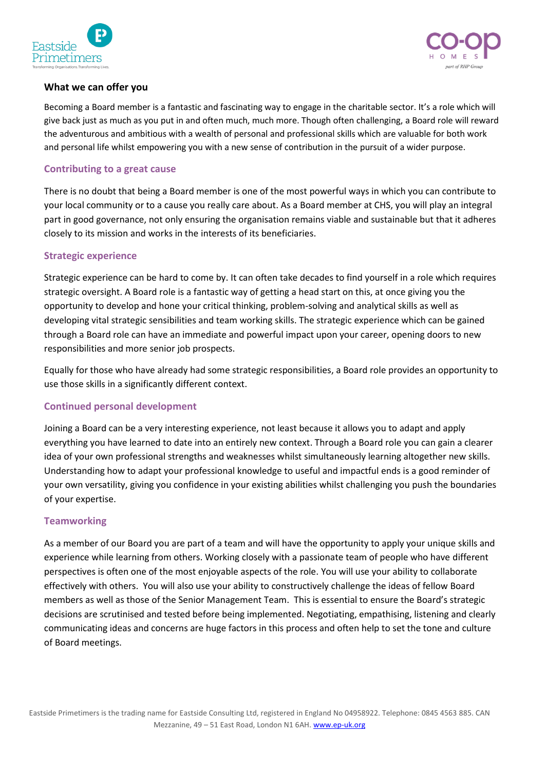## What we can offer you

Becoming a Board member is a fantastic and fascinating way to engage in the charitable sector. It's a role which will give back just as much as you put in and often much, much more. Though often challenging, a Board role will reward the adventurous and ambitious with a wealth of personal and professional skills which are valuable for both work and personal life whilst empowering you with a new sense of contribution in the pursuit of a wider purpose.

### Contributing to a great cause

There is no doubt that being a Board member is one of the most powerful ways in which you can contribute to your local community or to a cause you really care about. As a Board member at CHS, you will play an integral part in good governance, not only ensuring the organisation remains viable and sustainable but that it adheres closely to its mission and works in the interests of its beneficiaries.

### Strategic experience

Strategic experience can be hard to come by. It can often take decades to find yourself in a role which requires strategic oversight. A Board role is a fantastic way of getting a head start on this, at once giving you the opportunity to develop and hone your critical thinking, problem-solving and analytical skills as well as developing vital strategic sensibilities and team working skills. The strategic experience which can be gained through a Board role can have an immediate and powerful impact upon your career, opening doors to new responsibilities and more senior job prospects.

Equally for those who have already had some strategic responsibilities, a Board role provides an opportunity to use those skills in a significantly different context.

### Continued personal development

Joining a Board can be a very interesting experience, not least because it allows you to adapt and apply everything you have learned to date into an entirely new context. Through a Board role you can gain a clearer idea of your own professional strengths and weaknesses whilst simultaneously learning altogether new skills. Understanding how to adapt your professional knowledge to useful and impactful ends is a good reminder of your own versatility, giving you confidence in your existing abilities whilst challenging you push the boundaries of your expertise.

### Teamworking

As a member of our Board you are part of a team and will have the opportunity to apply your unique skills and experience while learning from others. Working closely with a passionate team of people who have different perspectives is often one of the most enjoyable aspects of the role. You will use your ability to collaborate effectively with others. You will also use your ability to constructively challenge the ideas of fellow Board members as well as those of the Senior Management Team. This is essential to ensure the Board's strategic decisions are scrutinised and tested before being implemented. Negotiating, empathising, listening and clearly communicating ideas and concerns are huge factors in this process and often help to set the tone and culture of Board meetings.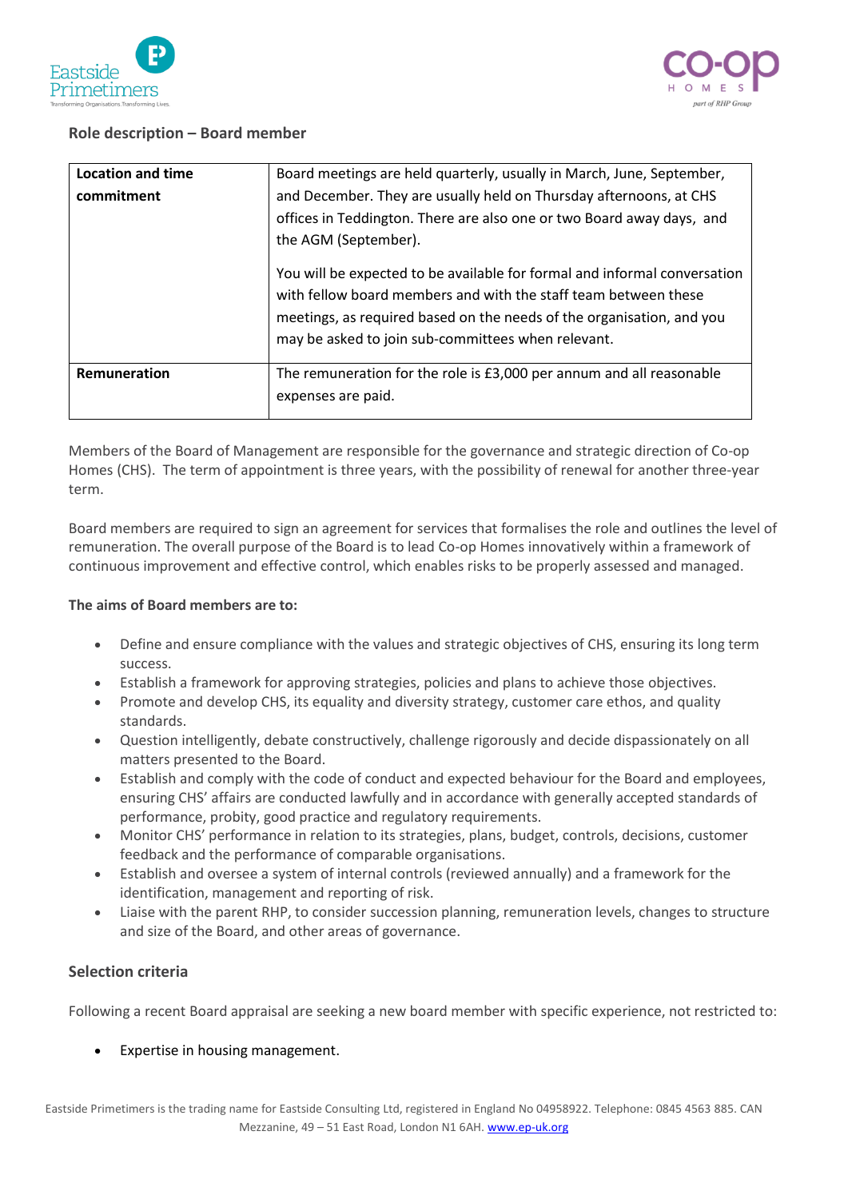## Role description – Board member

| Location and time commitment | Board meetings are held quarterly, usually in March, June, September, and December. They are usually held on Thursday afternoons, at CHS offices in Teddington. There are also one or two Board away days, and the AGM (September).<br><br>You will be expected to be available for formal and informal conversation with fellow board members and with the staff team between these meetings, as required based on the needs of the organisation, and you may be asked to join sub-committees when relevant. |
|---|---|
| Remuneration | The remuneration for the role is £3,000 per annum and all reasonable expenses are paid. |

Members of the Board of Management are responsible for the governance and strategic direction of Co-op Homes (CHS). The term of appointment is three years, with the possibility of renewal for another three-year term.

Board members are required to sign an agreement for services that formalises the role and outlines the level of remuneration. The overall purpose of the Board is to lead Co-op Homes innovatively within a framework of continuous improvement and effective control, which enables risks to be properly assessed and managed.

**The aims of Board members are to:**

- Define and ensure compliance with the values and strategic objectives of CHS, ensuring its long term success.
- Establish a framework for approving strategies, policies and plans to achieve those objectives.
- Promote and develop CHS, its equality and diversity strategy, customer care ethos, and quality standards.
- Question intelligently, debate constructively, challenge rigorously and decide dispassionately on all matters presented to the Board.
- Establish and comply with the code of conduct and expected behaviour for the Board and employees, ensuring CHS' affairs are conducted lawfully and in accordance with generally accepted standards of performance, probity, good practice and regulatory requirements.
- Monitor CHS' performance in relation to its strategies, plans, budget, controls, decisions, customer feedback and the performance of comparable organisations.
- Establish and oversee a system of internal controls (reviewed annually) and a framework for the identification, management and reporting of risk.
- Liaise with the parent RHP, to consider succession planning, remuneration levels, changes to structure and size of the Board, and other areas of governance.

### Selection criteria

Following a recent Board appraisal are seeking a new board member with specific experience, not restricted to:

- Expertise in housing management.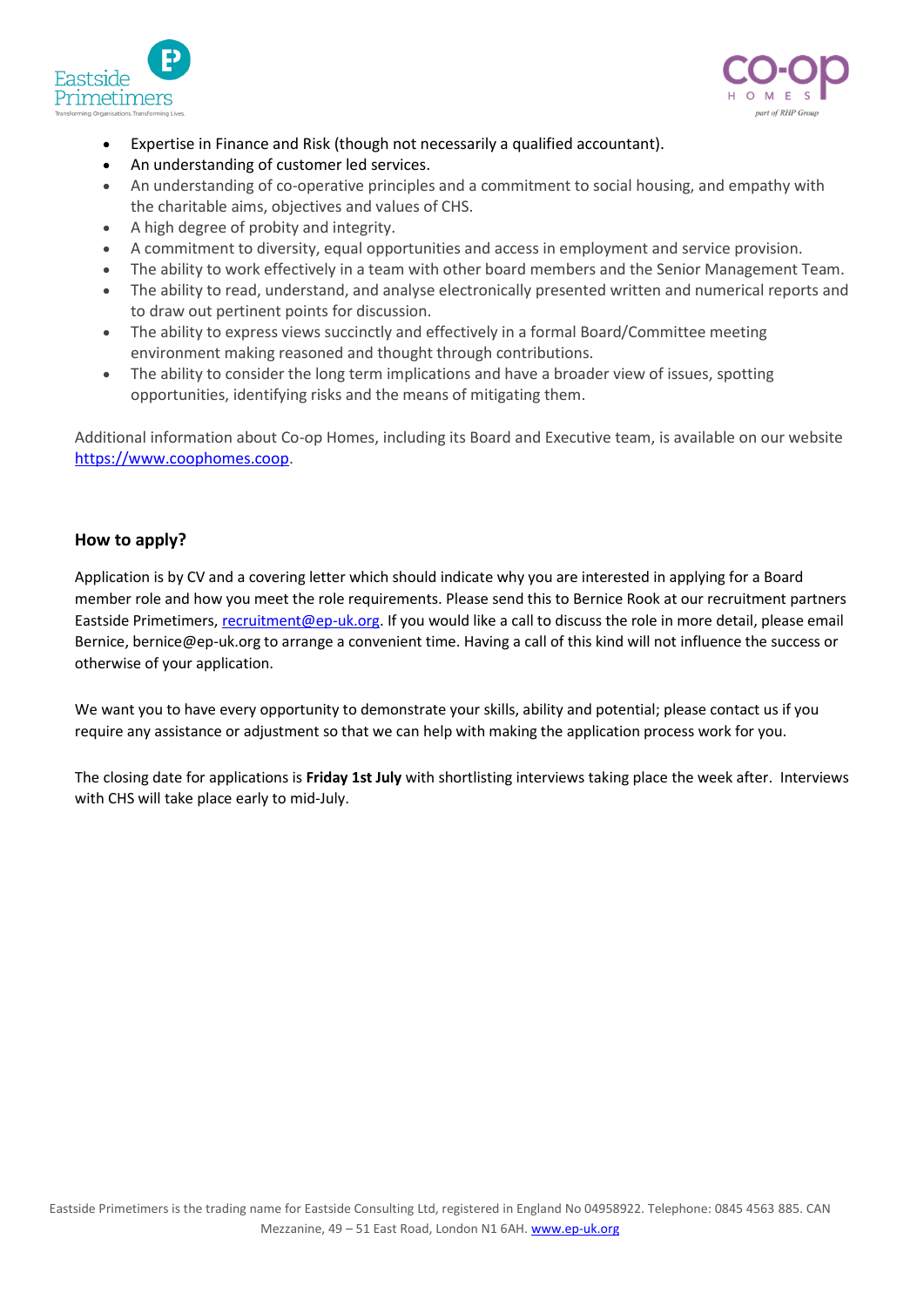- Expertise in Finance and Risk (though not necessarily a qualified accountant).
- An understanding of customer led services.
- An understanding of co-operative principles and a commitment to social housing, and empathy with the charitable aims, objectives and values of CHS.
- A high degree of probity and integrity.
- A commitment to diversity, equal opportunities and access in employment and service provision.
- The ability to work effectively in a team with other board members and the Senior Management Team.
- The ability to read, understand, and analyse electronically presented written and numerical reports and to draw out pertinent points for discussion.
- The ability to express views succinctly and effectively in a formal Board/Committee meeting environment making reasoned and thought through contributions.
- The ability to consider the long term implications and have a broader view of issues, spotting opportunities, identifying risks and the means of mitigating them.

Additional information about Co-op Homes, including its Board and Executive team, is available on our website https://www.coophomes.coop.

## How to apply?

Application is by CV and a covering letter which should indicate why you are interested in applying for a Board member role and how you meet the role requirements. Please send this to Bernice Rook at our recruitment partners Eastside Primetimers, recruitment@ep-uk.org. If you would like a call to discuss the role in more detail, please email Bernice, bernice@ep-uk.org to arrange a convenient time. Having a call of this kind will not influence the success or otherwise of your application.

We want you to have every opportunity to demonstrate your skills, ability and potential; please contact us if you require any assistance or adjustment so that we can help with making the application process work for you.

The closing date for applications is **Friday 1st July** with shortlisting interviews taking place the week after. Interviews with CHS will take place early to mid-July.